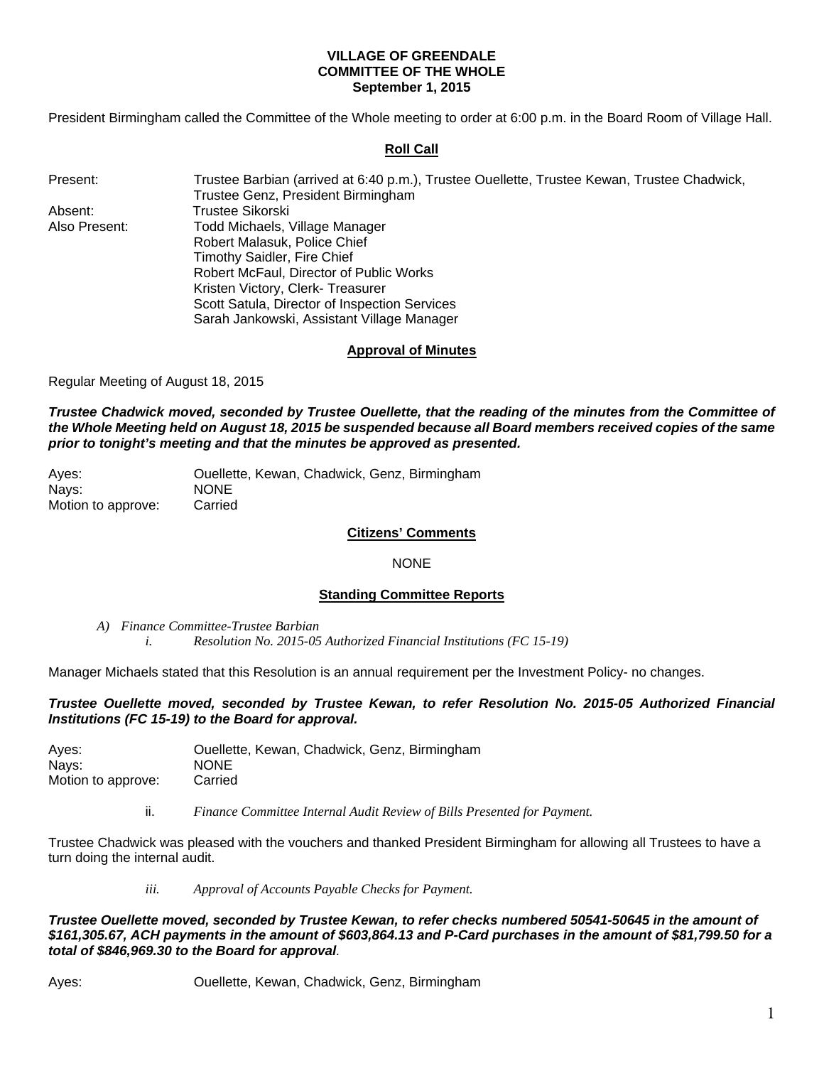**VILLAGE OF GREENDALE**
**COMMITTEE OF THE WHOLE**
**September 1, 2015**

President Birmingham called the Committee of the Whole meeting to order at 6:00 p.m. in the Board Room of Village Hall.

**Roll Call**

| | |
|---|---|
| Present: | Trustee Barbian (arrived at 6:40 p.m.), Trustee Ouellette, Trustee Kewan, Trustee Chadwick, Trustee Genz, President Birmingham |
| Absent: | Trustee Sikorski |
| Also Present: | Todd Michaels, Village Manager<br>Robert Malasuk, Police Chief<br>Timothy Saidler, Fire Chief<br>Robert McFaul, Director of Public Works<br>Kristen Victory, Clerk- Treasurer<br>Scott Satula, Director of Inspection Services<br>Sarah Jankowski, Assistant Village Manager |

**Approval of Minutes**

Regular Meeting of August 18, 2015

***Trustee Chadwick moved, seconded by Trustee Ouellette, that the reading of the minutes from the Committee of the Whole Meeting held on August 18, 2015 be suspended because all Board members received copies of the same prior to tonight's meeting and that the minutes be approved as presented.***

| | |
|---|---|
| Ayes: | Ouellette, Kewan, Chadwick, Genz, Birmingham |
| Nays: | NONE |
| Motion to approve: | Carried |

**Citizens' Comments**

NONE

**Standing Committee Reports**

*A) Finance Committee-Trustee Barbian*
*i. Resolution No. 2015-05 Authorized Financial Institutions (FC 15-19)*

Manager Michaels stated that this Resolution is an annual requirement per the Investment Policy- no changes.

***Trustee Ouellette moved, seconded by Trustee Kewan, to refer Resolution No. 2015-05 Authorized Financial Institutions (FC 15-19) to the Board for approval.***

| | |
|---|---|
| Ayes: | Ouellette, Kewan, Chadwick, Genz, Birmingham |
| Nays: | NONE |
| Motion to approve: | Carried |

ii. *Finance Committee Internal Audit Review of Bills Presented for Payment.*

Trustee Chadwick was pleased with the vouchers and thanked President Birmingham for allowing all Trustees to have a turn doing the internal audit.

*iii. Approval of Accounts Payable Checks for Payment.*

***Trustee Ouellette moved, seconded by Trustee Kewan, to refer checks numbered 50541-50645 in the amount of $161,305.67, ACH payments in the amount of $603,864.13 and P-Card purchases in the amount of $81,799.50 for a total of $846,969.30 to the Board for approval.***

| | |
|---|---|
| Ayes: | Ouellette, Kewan, Chadwick, Genz, Birmingham |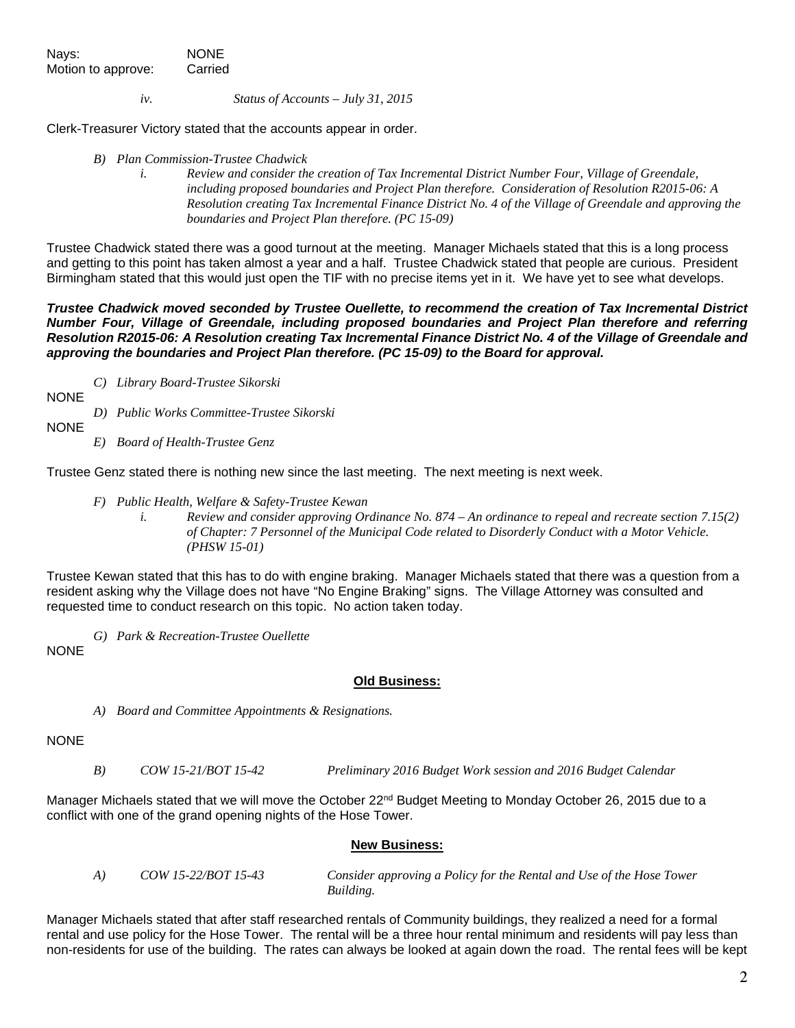Nays: NONE
Motion to approve: Carried

*iv. Status of Accounts – July 31, 2015*

Clerk-Treasurer Victory stated that the accounts appear in order.

*B) Plan Commission-Trustee Chadwick*

*i. Review and consider the creation of Tax Incremental District Number Four, Village of Greendale, including proposed boundaries and Project Plan therefore. Consideration of Resolution R2015-06: A Resolution creating Tax Incremental Finance District No. 4 of the Village of Greendale and approving the boundaries and Project Plan therefore. (PC 15-09)*

Trustee Chadwick stated there was a good turnout at the meeting. Manager Michaels stated that this is a long process and getting to this point has taken almost a year and a half. Trustee Chadwick stated that people are curious. President Birmingham stated that this would just open the TIF with no precise items yet in it. We have yet to see what develops.

***Trustee Chadwick moved seconded by Trustee Ouellette, to recommend the creation of Tax Incremental District Number Four, Village of Greendale, including proposed boundaries and Project Plan therefore and referring Resolution R2015-06: A Resolution creating Tax Incremental Finance District No. 4 of the Village of Greendale and approving the boundaries and Project Plan therefore. (PC 15-09) to the Board for approval.***

*C) Library Board-Trustee Sikorski*

NONE

*D) Public Works Committee-Trustee Sikorski*

NONE

*E) Board of Health-Trustee Genz*

Trustee Genz stated there is nothing new since the last meeting. The next meeting is next week.

*F) Public Health, Welfare & Safety-Trustee Kewan*

*i. Review and consider approving Ordinance No. 874 – An ordinance to repeal and recreate section 7.15(2) of Chapter: 7 Personnel of the Municipal Code related to Disorderly Conduct with a Motor Vehicle. (PHSW 15-01)*

Trustee Kewan stated that this has to do with engine braking. Manager Michaels stated that there was a question from a resident asking why the Village does not have "No Engine Braking" signs. The Village Attorney was consulted and requested time to conduct research on this topic. No action taken today.

*G) Park & Recreation-Trustee Ouellette*

NONE

## Old Business:

*A) Board and Committee Appointments & Resignations.*

NONE

*B) COW 15-21/BOT 15-42 Preliminary 2016 Budget Work session and 2016 Budget Calendar*

Manager Michaels stated that we will move the October 22nd Budget Meeting to Monday October 26, 2015 due to a conflict with one of the grand opening nights of the Hose Tower.

## New Business:

*A) COW 15-22/BOT 15-43 Consider approving a Policy for the Rental and Use of the Hose Tower Building.*

Manager Michaels stated that after staff researched rentals of Community buildings, they realized a need for a formal rental and use policy for the Hose Tower. The rental will be a three hour rental minimum and residents will pay less than non-residents for use of the building. The rates can always be looked at again down the road. The rental fees will be kept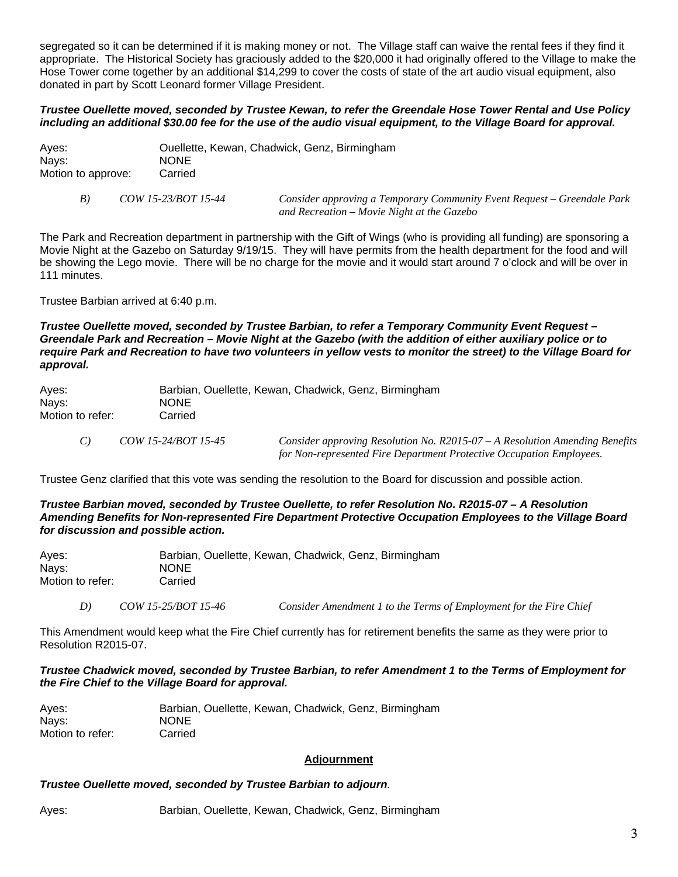segregated so it can be determined if it is making money or not. The Village staff can waive the rental fees if they find it appropriate. The Historical Society has graciously added to the $20,000 it had originally offered to the Village to make the Hose Tower come together by an additional $14,299 to cover the costs of state of the art audio visual equipment, also donated in part by Scott Leonard former Village President.

***Trustee Ouellette moved, seconded by Trustee Kewan, to refer the Greendale Hose Tower Rental and Use Policy including an additional $30.00 fee for the use of the audio visual equipment, to the Village Board for approval.***

Ayes: Ouellette, Kewan, Chadwick, Genz, Birmingham
Nays: NONE
Motion to approve: Carried

*B) COW 15-23/BOT 15-44 Consider approving a Temporary Community Event Request – Greendale Park and Recreation – Movie Night at the Gazebo*

The Park and Recreation department in partnership with the Gift of Wings (who is providing all funding) are sponsoring a Movie Night at the Gazebo on Saturday 9/19/15. They will have permits from the health department for the food and will be showing the Lego movie. There will be no charge for the movie and it would start around 7 o'clock and will be over in 111 minutes.

Trustee Barbian arrived at 6:40 p.m.

***Trustee Ouellette moved, seconded by Trustee Barbian, to refer a Temporary Community Event Request – Greendale Park and Recreation – Movie Night at the Gazebo (with the addition of either auxiliary police or to require Park and Recreation to have two volunteers in yellow vests to monitor the street) to the Village Board for approval.***

Ayes: Barbian, Ouellette, Kewan, Chadwick, Genz, Birmingham
Nays: NONE
Motion to refer: Carried

*C) COW 15-24/BOT 15-45 Consider approving Resolution No. R2015-07 – A Resolution Amending Benefits for Non-represented Fire Department Protective Occupation Employees.*

Trustee Genz clarified that this vote was sending the resolution to the Board for discussion and possible action.

***Trustee Barbian moved, seconded by Trustee Ouellette, to refer Resolution No. R2015-07 – A Resolution Amending Benefits for Non-represented Fire Department Protective Occupation Employees to the Village Board for discussion and possible action.***

Ayes: Barbian, Ouellette, Kewan, Chadwick, Genz, Birmingham
Nays: NONE
Motion to refer: Carried

*D) COW 15-25/BOT 15-46 Consider Amendment 1 to the Terms of Employment for the Fire Chief*

This Amendment would keep what the Fire Chief currently has for retirement benefits the same as they were prior to Resolution R2015-07.

***Trustee Chadwick moved, seconded by Trustee Barbian, to refer Amendment 1 to the Terms of Employment for the Fire Chief to the Village Board for approval.***

Ayes: Barbian, Ouellette, Kewan, Chadwick, Genz, Birmingham
Nays: NONE
Motion to refer: Carried

**Adjournment**

***Trustee Ouellette moved, seconded by Trustee Barbian to adjourn.***

Ayes: Barbian, Ouellette, Kewan, Chadwick, Genz, Birmingham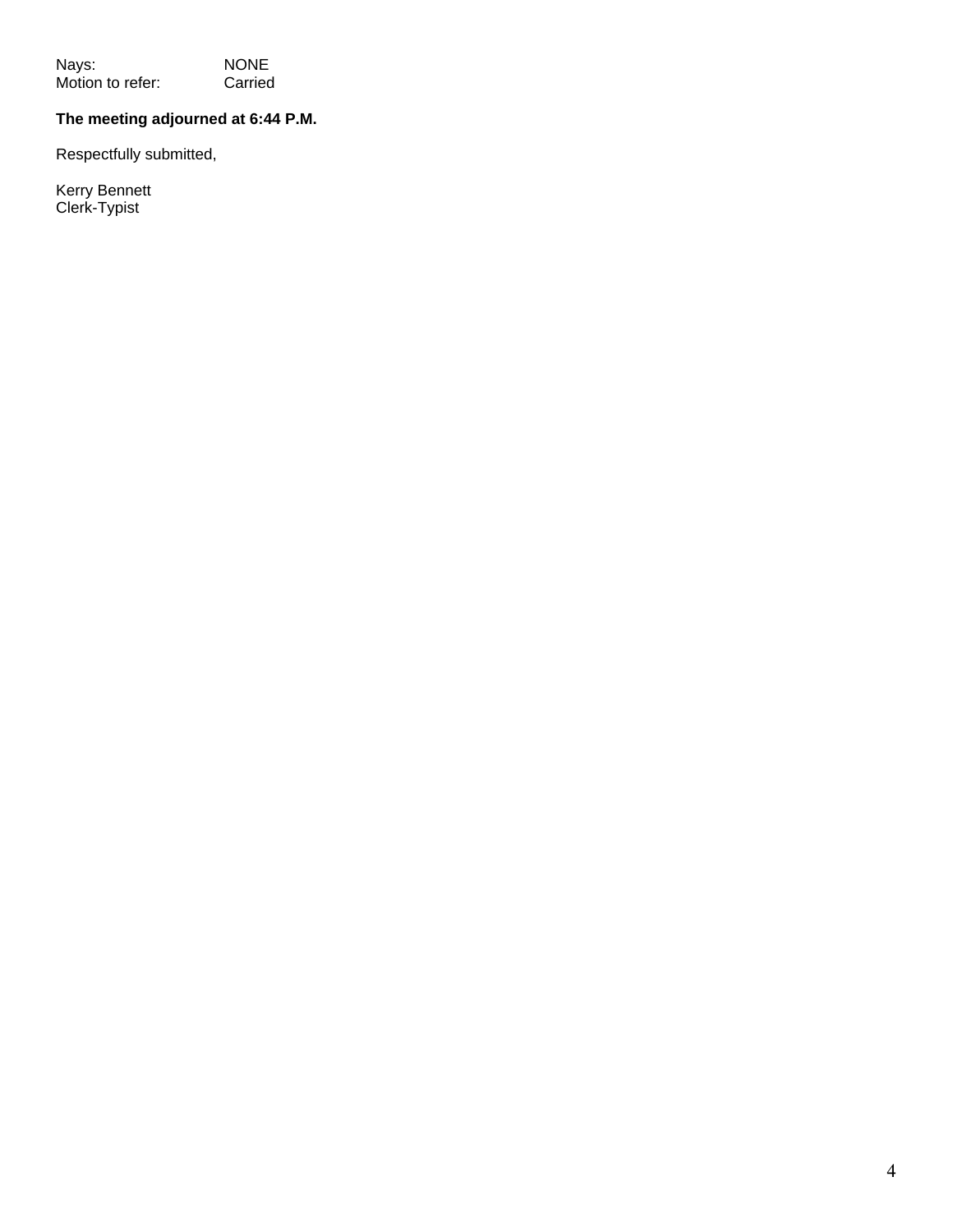| | |
|---|---|
| Nays: | NONE |
| Motion to refer: | Carried |

**The meeting adjourned at 6:44 P.M.**

Respectfully submitted,

Kerry Bennett
Clerk-Typist